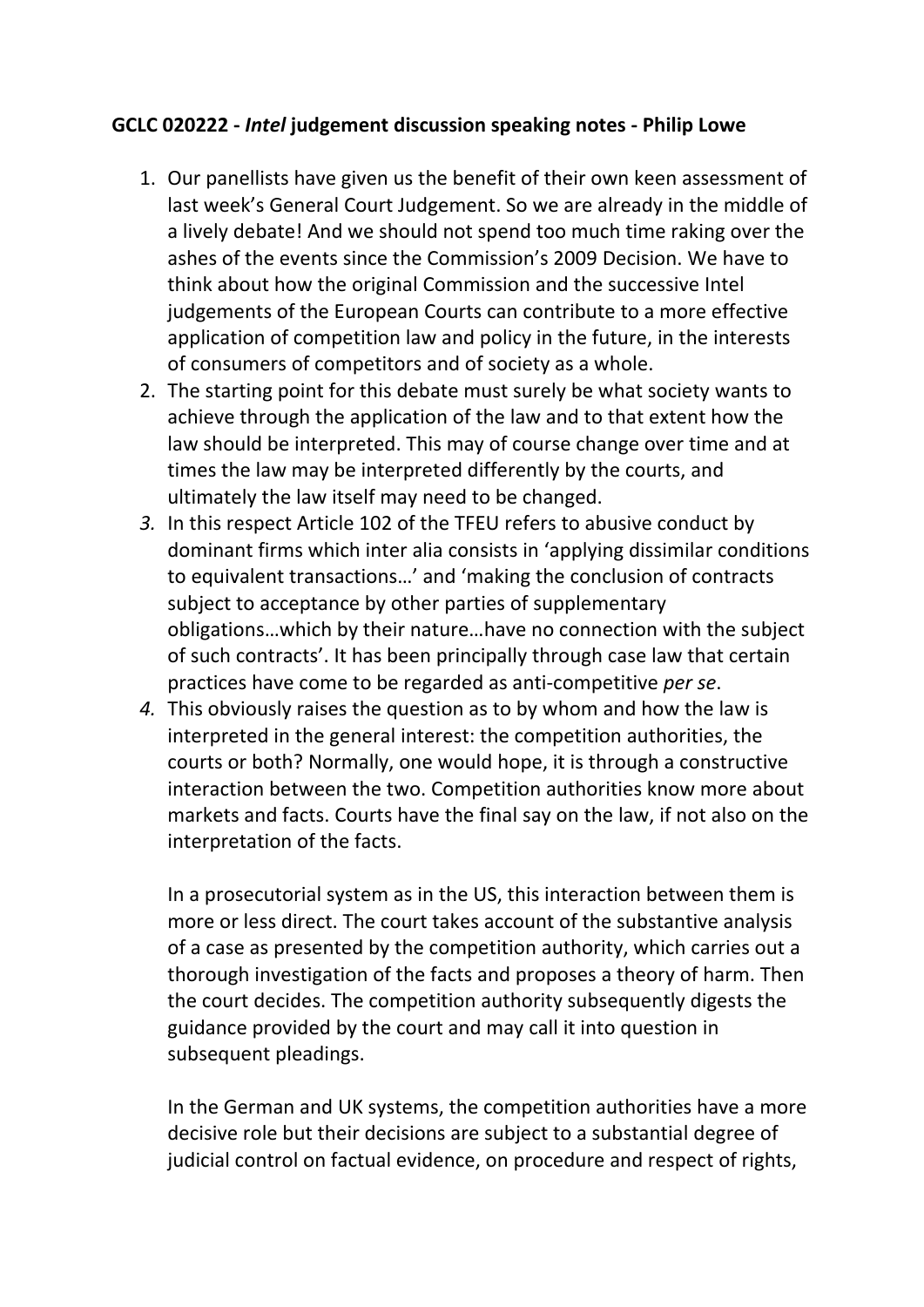**GCLC 020222 - *Intel* judgement discussion speaking notes - Philip Lowe**

1. Our panellists have given us the benefit of their own keen assessment of last week's General Court Judgement. So we are already in the middle of a lively debate! And we should not spend too much time raking over the ashes of the events since the Commission's 2009 Decision. We have to think about how the original Commission and the successive Intel judgements of the European Courts can contribute to a more effective application of competition law and policy in the future, in the interests of consumers of competitors and of society as a whole.
2. The starting point for this debate must surely be what society wants to achieve through the application of the law and to that extent how the law should be interpreted. This may of course change over time and at times the law may be interpreted differently by the courts, and ultimately the law itself may need to be changed.
3. In this respect Article 102 of the TFEU refers to abusive conduct by dominant firms which inter alia consists in 'applying dissimilar conditions to equivalent transactions…' and 'making the conclusion of contracts subject to acceptance by other parties of supplementary obligations…which by their nature…have no connection with the subject of such contracts'. It has been principally through case law that certain practices have come to be regarded as anti-competitive *per se*.
4. This obviously raises the question as to by whom and how the law is interpreted in the general interest: the competition authorities, the courts or both? Normally, one would hope, it is through a constructive interaction between the two. Competition authorities know more about markets and facts. Courts have the final say on the law, if not also on the interpretation of the facts.

   In a prosecutorial system as in the US, this interaction between them is more or less direct. The court takes account of the substantive analysis of a case as presented by the competition authority, which carries out a thorough investigation of the facts and proposes a theory of harm. Then the court decides. The competition authority subsequently digests the guidance provided by the court and may call it into question in subsequent pleadings.

   In the German and UK systems, the competition authorities have a more decisive role but their decisions are subject to a substantial degree of judicial control on factual evidence, on procedure and respect of rights,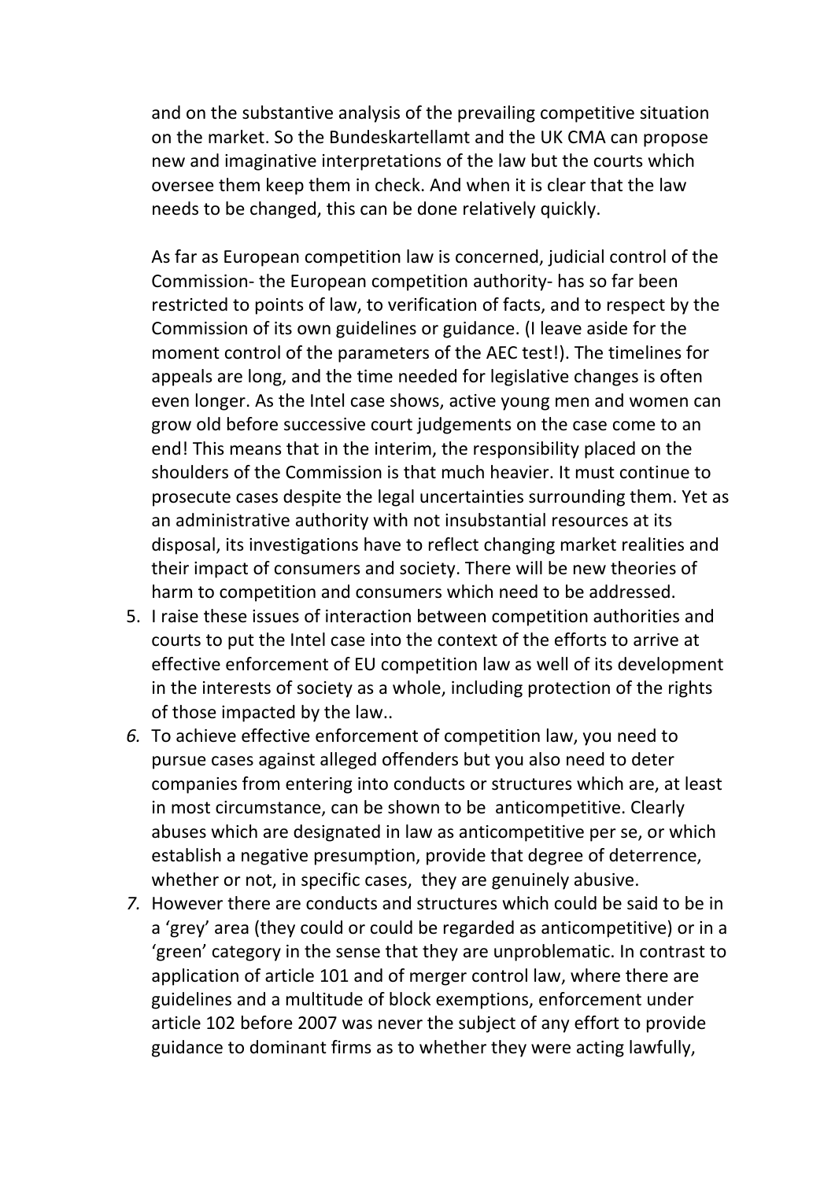and on the substantive analysis of the prevailing competitive situation on the market. So the Bundeskartellamt and the UK CMA can propose new and imaginative interpretations of the law but the courts which oversee them keep them in check. And when it is clear that the law needs to be changed, this can be done relatively quickly.

As far as European competition law is concerned, judicial control of the Commission- the European competition authority- has so far been restricted to points of law, to verification of facts, and to respect by the Commission of its own guidelines or guidance. (I leave aside for the moment control of the parameters of the AEC test!). The timelines for appeals are long, and the time needed for legislative changes is often even longer. As the Intel case shows, active young men and women can grow old before successive court judgements on the case come to an end! This means that in the interim, the responsibility placed on the shoulders of the Commission is that much heavier. It must continue to prosecute cases despite the legal uncertainties surrounding them. Yet as an administrative authority with not insubstantial resources at its disposal, its investigations have to reflect changing market realities and their impact of consumers and society. There will be new theories of harm to competition and consumers which need to be addressed.

5. I raise these issues of interaction between competition authorities and courts to put the Intel case into the context of the efforts to arrive at effective enforcement of EU competition law as well of its development in the interests of society as a whole, including protection of the rights of those impacted by the law..
6. To achieve effective enforcement of competition law, you need to pursue cases against alleged offenders but you also need to deter companies from entering into conducts or structures which are, at least in most circumstance, can be shown to be anticompetitive. Clearly abuses which are designated in law as anticompetitive per se, or which establish a negative presumption, provide that degree of deterrence, whether or not, in specific cases, they are genuinely abusive.
7. However there are conducts and structures which could be said to be in a 'grey' area (they could or could be regarded as anticompetitive) or in a 'green' category in the sense that they are unproblematic. In contrast to application of article 101 and of merger control law, where there are guidelines and a multitude of block exemptions, enforcement under article 102 before 2007 was never the subject of any effort to provide guidance to dominant firms as to whether they were acting lawfully,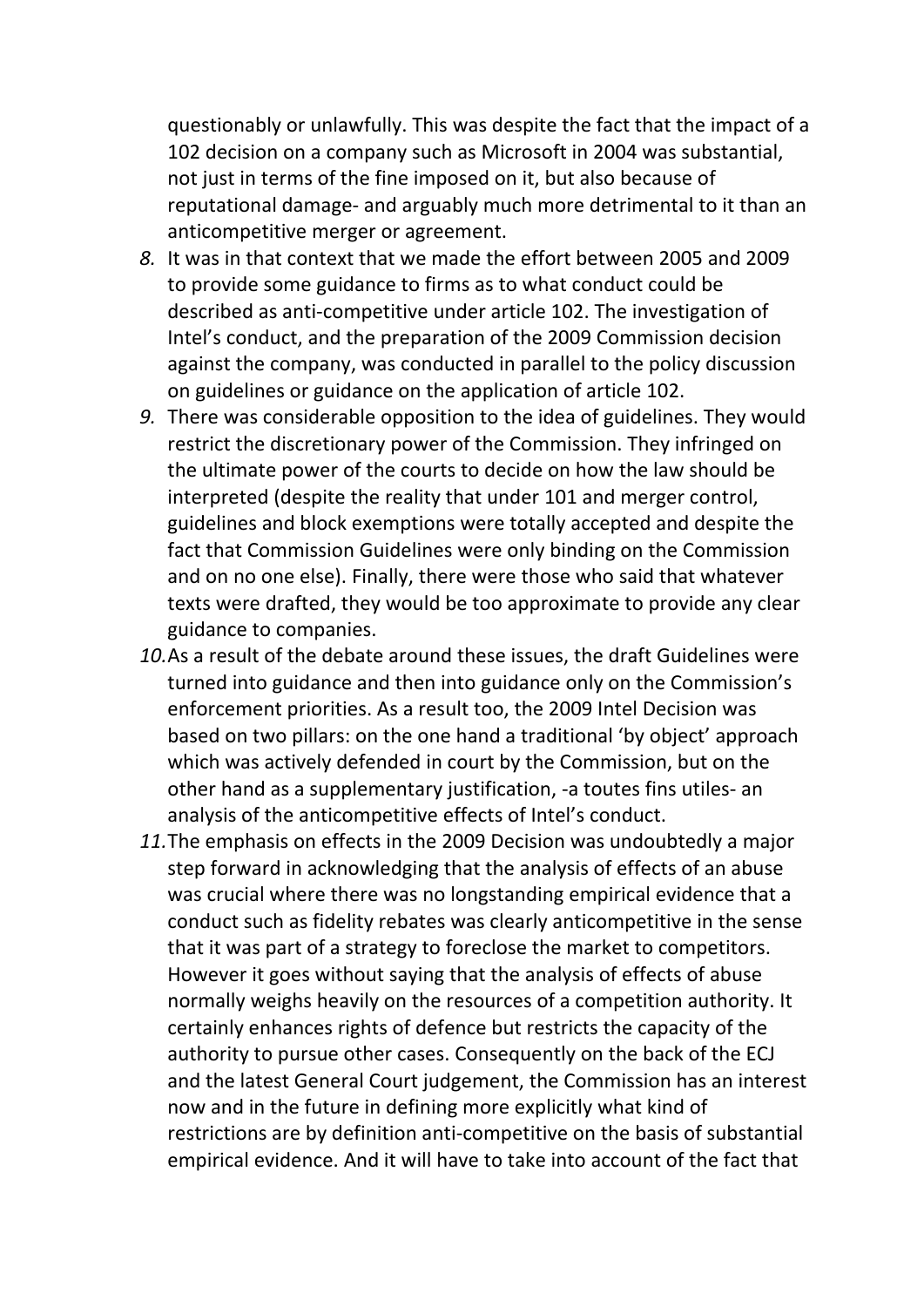questionably or unlawfully. This was despite the fact that the impact of a 102 decision on a company such as Microsoft in 2004 was substantial, not just in terms of the fine imposed on it, but also because of reputational damage- and arguably much more detrimental to it than an anticompetitive merger or agreement.

8. It was in that context that we made the effort between 2005 and 2009 to provide some guidance to firms as to what conduct could be described as anti-competitive under article 102. The investigation of Intel's conduct, and the preparation of the 2009 Commission decision against the company, was conducted in parallel to the policy discussion on guidelines or guidance on the application of article 102.
9. There was considerable opposition to the idea of guidelines. They would restrict the discretionary power of the Commission. They infringed on the ultimate power of the courts to decide on how the law should be interpreted (despite the reality that under 101 and merger control, guidelines and block exemptions were totally accepted and despite the fact that Commission Guidelines were only binding on the Commission and on no one else). Finally, there were those who said that whatever texts were drafted, they would be too approximate to provide any clear guidance to companies.
10. As a result of the debate around these issues, the draft Guidelines were turned into guidance and then into guidance only on the Commission's enforcement priorities. As a result too, the 2009 Intel Decision was based on two pillars: on the one hand a traditional 'by object' approach which was actively defended in court by the Commission, but on the other hand as a supplementary justification, -a toutes fins utiles- an analysis of the anticompetitive effects of Intel's conduct.
11. The emphasis on effects in the 2009 Decision was undoubtedly a major step forward in acknowledging that the analysis of effects of an abuse was crucial where there was no longstanding empirical evidence that a conduct such as fidelity rebates was clearly anticompetitive in the sense that it was part of a strategy to foreclose the market to competitors. However it goes without saying that the analysis of effects of abuse normally weighs heavily on the resources of a competition authority. It certainly enhances rights of defence but restricts the capacity of the authority to pursue other cases. Consequently on the back of the ECJ and the latest General Court judgement, the Commission has an interest now and in the future in defining more explicitly what kind of restrictions are by definition anti-competitive on the basis of substantial empirical evidence. And it will have to take into account of the fact that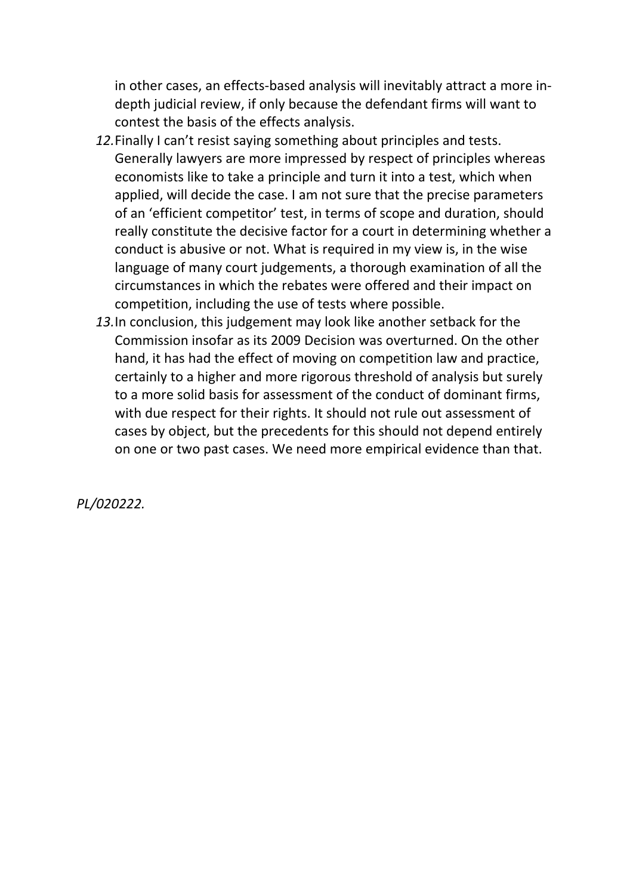in other cases, an effects-based analysis will inevitably attract a more in-depth judicial review, if only because the defendant firms will want to contest the basis of the effects analysis.

12. Finally I can't resist saying something about principles and tests. Generally lawyers are more impressed by respect of principles whereas economists like to take a principle and turn it into a test, which when applied, will decide the case. I am not sure that the precise parameters of an 'efficient competitor' test, in terms of scope and duration, should really constitute the decisive factor for a court in determining whether a conduct is abusive or not. What is required in my view is, in the wise language of many court judgements, a thorough examination of all the circumstances in which the rebates were offered and their impact on competition, including the use of tests where possible.
13. In conclusion, this judgement may look like another setback for the Commission insofar as its 2009 Decision was overturned. On the other hand, it has had the effect of moving on competition law and practice, certainly to a higher and more rigorous threshold of analysis but surely to a more solid basis for assessment of the conduct of dominant firms, with due respect for their rights. It should not rule out assessment of cases by object, but the precedents for this should not depend entirely on one or two past cases. We need more empirical evidence than that.

*PL/020222.*